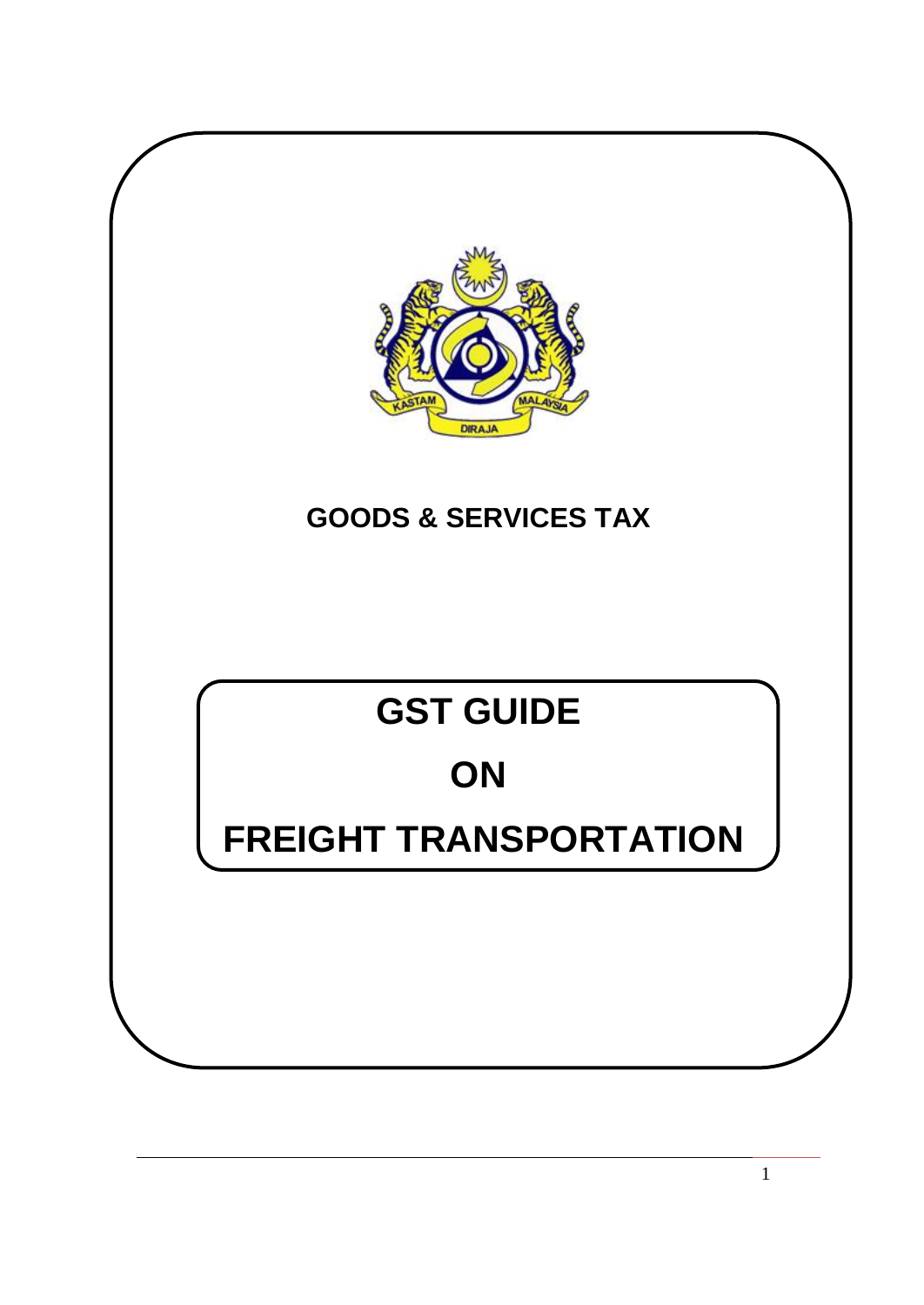## GOODS & SERVICES TAX

# GST GUIDE

# ON

# FREIGHT TRANSPORTATION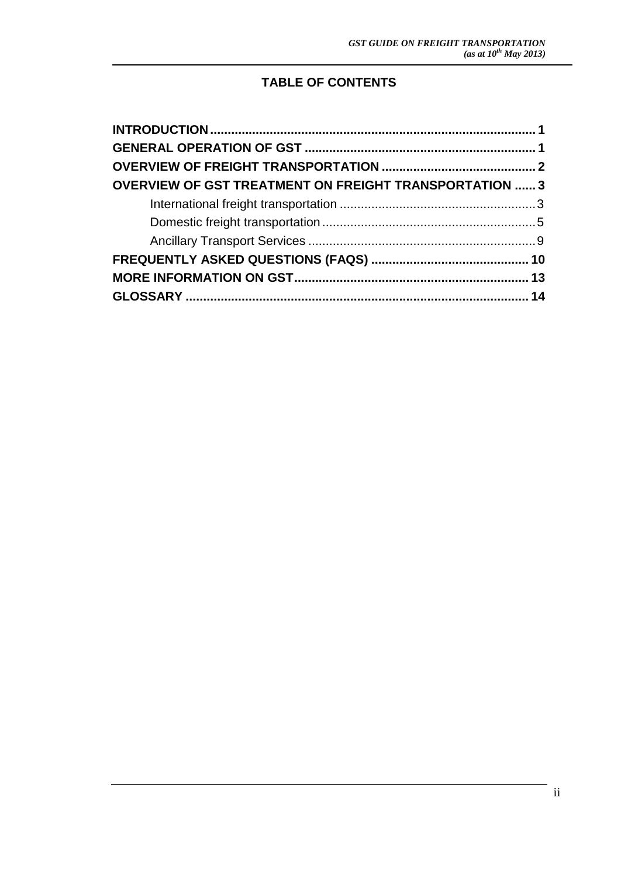## TABLE OF CONTENTS

**INTRODUCTION** .......... 1
**GENERAL OPERATION OF GST** .......... 1
**OVERVIEW OF FREIGHT TRANSPORTATION** .......... 2
**OVERVIEW OF GST TREATMENT ON FREIGHT TRANSPORTATION** .......... 3
- International freight transportation .......... 3
- Domestic freight transportation .......... 5
- Ancillary Transport Services .......... 9

**FREQUENTLY ASKED QUESTIONS (FAQS)** .......... 10
**MORE INFORMATION ON GST** .......... 13
**GLOSSARY** .......... 14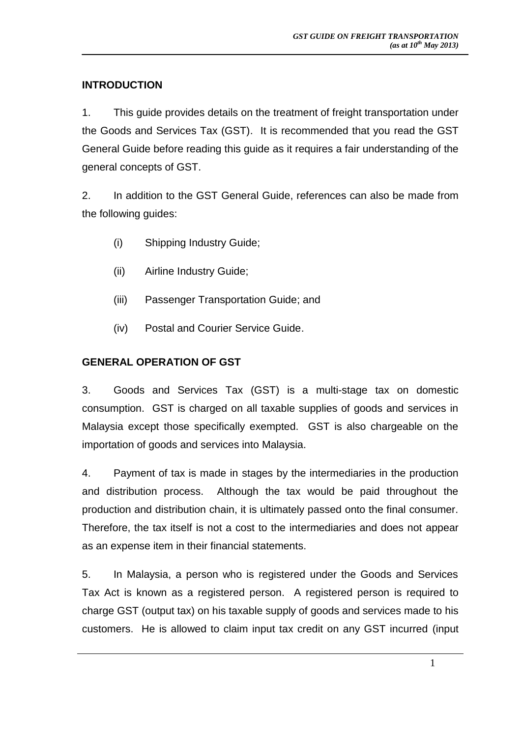## INTRODUCTION

1. This guide provides details on the treatment of freight transportation under the Goods and Services Tax (GST). It is recommended that you read the GST General Guide before reading this guide as it requires a fair understanding of the general concepts of GST.

2. In addition to the GST General Guide, references can also be made from the following guides:

   (i) Shipping Industry Guide;

   (ii) Airline Industry Guide;

   (iii) Passenger Transportation Guide; and

   (iv) Postal and Courier Service Guide.

## GENERAL OPERATION OF GST

3. Goods and Services Tax (GST) is a multi-stage tax on domestic consumption. GST is charged on all taxable supplies of goods and services in Malaysia except those specifically exempted. GST is also chargeable on the importation of goods and services into Malaysia.

4. Payment of tax is made in stages by the intermediaries in the production and distribution process. Although the tax would be paid throughout the production and distribution chain, it is ultimately passed onto the final consumer. Therefore, the tax itself is not a cost to the intermediaries and does not appear as an expense item in their financial statements.

5. In Malaysia, a person who is registered under the Goods and Services Tax Act is known as a registered person. A registered person is required to charge GST (output tax) on his taxable supply of goods and services made to his customers. He is allowed to claim input tax credit on any GST incurred (input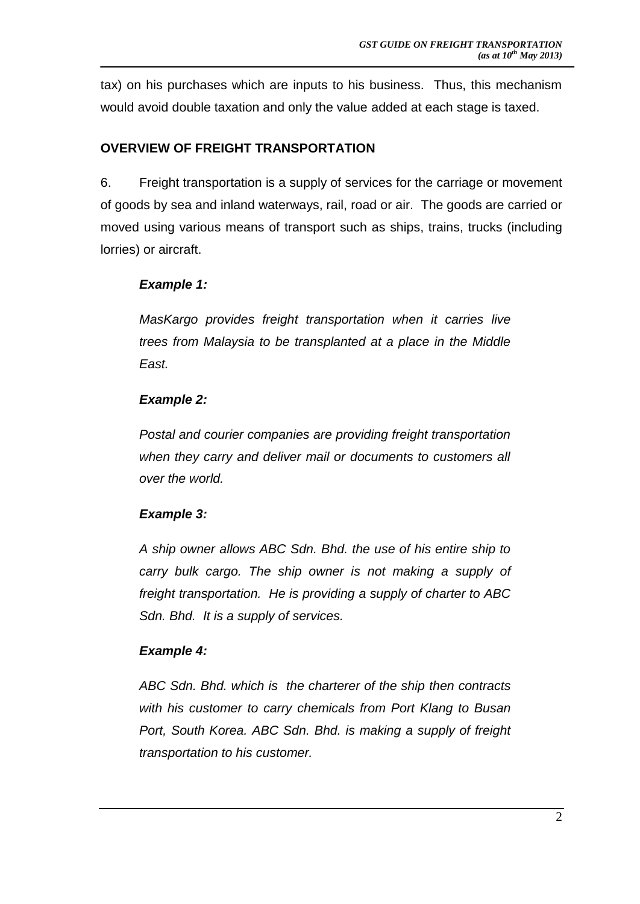tax) on his purchases which are inputs to his business. Thus, this mechanism would avoid double taxation and only the value added at each stage is taxed.

## OVERVIEW OF FREIGHT TRANSPORTATION

6. Freight transportation is a supply of services for the carriage or movement of goods by sea and inland waterways, rail, road or air. The goods are carried or moved using various means of transport such as ships, trains, trucks (including lorries) or aircraft.

> ***Example 1:***
>
> *MasKargo provides freight transportation when it carries live trees from Malaysia to be transplanted at a place in the Middle East.*
>
> ***Example 2:***
>
> *Postal and courier companies are providing freight transportation when they carry and deliver mail or documents to customers all over the world.*
>
> ***Example 3:***
>
> *A ship owner allows ABC Sdn. Bhd. the use of his entire ship to carry bulk cargo. The ship owner is not making a supply of freight transportation. He is providing a supply of charter to ABC Sdn. Bhd. It is a supply of services.*
>
> ***Example 4:***
>
> *ABC Sdn. Bhd. which is the charterer of the ship then contracts with his customer to carry chemicals from Port Klang to Busan Port, South Korea. ABC Sdn. Bhd. is making a supply of freight transportation to his customer.*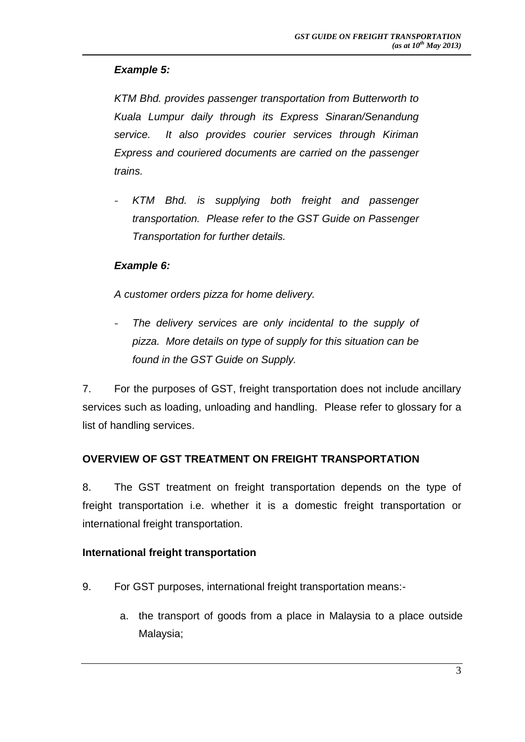***Example 5:***

*KTM Bhd. provides passenger transportation from Butterworth to Kuala Lumpur daily through its Express Sinaran/Senandung service. It also provides courier services through Kiriman Express and couriered documents are carried on the passenger trains.*

- *KTM Bhd. is supplying both freight and passenger transportation. Please refer to the GST Guide on Passenger Transportation for further details.*

***Example 6:***

*A customer orders pizza for home delivery.*

- *The delivery services are only incidental to the supply of pizza. More details on type of supply for this situation can be found in the GST Guide on Supply.*

7. For the purposes of GST, freight transportation does not include ancillary services such as loading, unloading and handling. Please refer to glossary for a list of handling services.

**OVERVIEW OF GST TREATMENT ON FREIGHT TRANSPORTATION**

8. The GST treatment on freight transportation depends on the type of freight transportation i.e. whether it is a domestic freight transportation or international freight transportation.

**International freight transportation**

9. For GST purposes, international freight transportation means:-

   a. the transport of goods from a place in Malaysia to a place outside Malaysia;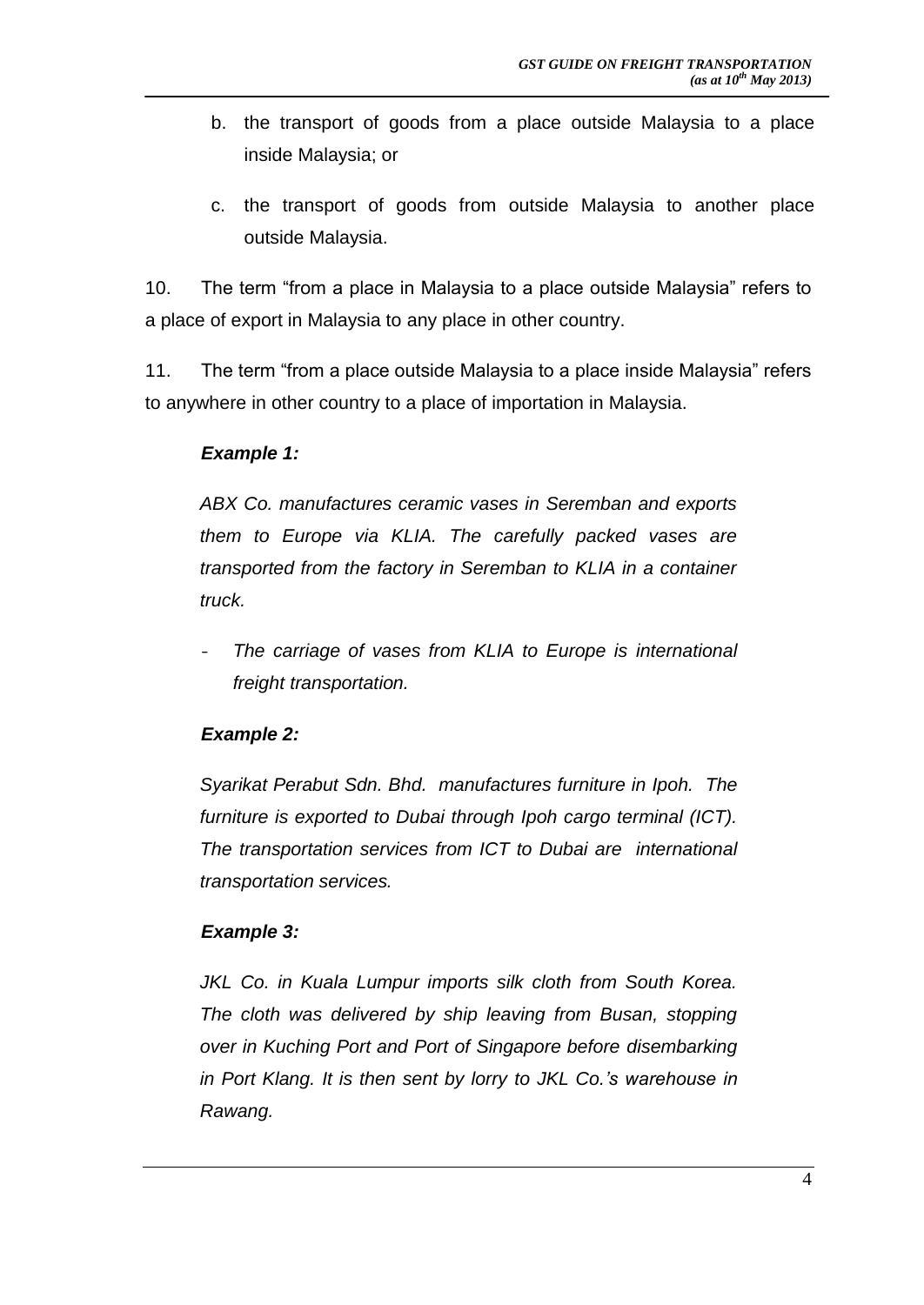b. the transport of goods from a place outside Malaysia to a place inside Malaysia; or

c. the transport of goods from outside Malaysia to another place outside Malaysia.

10. The term "from a place in Malaysia to a place outside Malaysia" refers to a place of export in Malaysia to any place in other country.

11. The term "from a place outside Malaysia to a place inside Malaysia" refers to anywhere in other country to a place of importation in Malaysia.

***Example 1:***

*ABX Co. manufactures ceramic vases in Seremban and exports them to Europe via KLIA. The carefully packed vases are transported from the factory in Seremban to KLIA in a container truck.*

- *The carriage of vases from KLIA to Europe is international freight transportation.*

***Example 2:***

*Syarikat Perabut Sdn. Bhd. manufactures furniture in Ipoh. The furniture is exported to Dubai through Ipoh cargo terminal (ICT). The transportation services from ICT to Dubai are international transportation services.*

***Example 3:***

*JKL Co. in Kuala Lumpur imports silk cloth from South Korea. The cloth was delivered by ship leaving from Busan, stopping over in Kuching Port and Port of Singapore before disembarking in Port Klang. It is then sent by lorry to JKL Co.'s warehouse in Rawang.*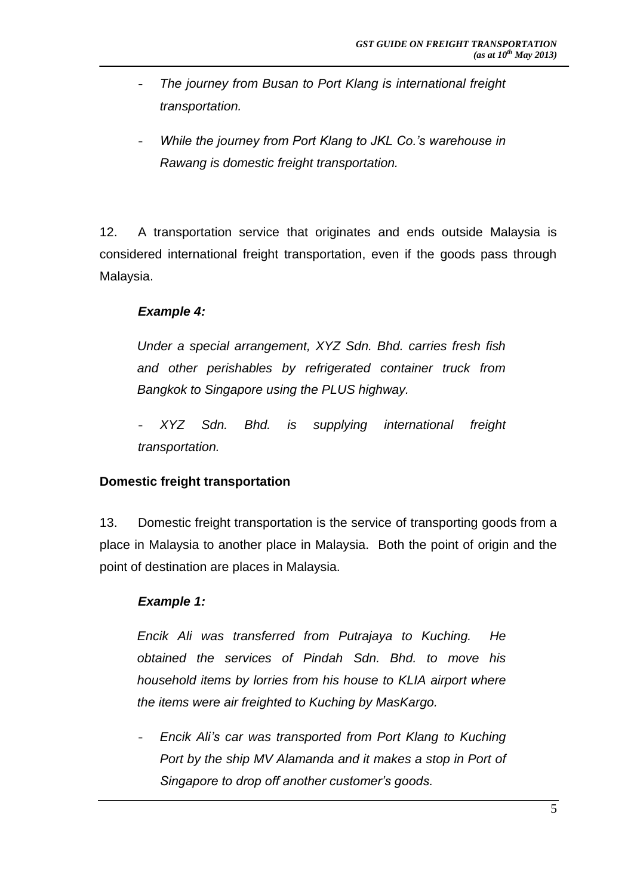- *The journey from Busan to Port Klang is international freight transportation.*

- *While the journey from Port Klang to JKL Co.'s warehouse in Rawang is domestic freight transportation.*

12. A transportation service that originates and ends outside Malaysia is considered international freight transportation, even if the goods pass through Malaysia.

***Example 4:***

*Under a special arrangement, XYZ Sdn. Bhd. carries fresh fish and other perishables by refrigerated container truck from Bangkok to Singapore using the PLUS highway.*

- *XYZ Sdn. Bhd. is supplying international freight transportation.*

**Domestic freight transportation**

13. Domestic freight transportation is the service of transporting goods from a place in Malaysia to another place in Malaysia. Both the point of origin and the point of destination are places in Malaysia.

***Example 1:***

*Encik Ali was transferred from Putrajaya to Kuching. He obtained the services of Pindah Sdn. Bhd. to move his household items by lorries from his house to KLIA airport where the items were air freighted to Kuching by MasKargo.*

- *Encik Ali's car was transported from Port Klang to Kuching Port by the ship MV Alamanda and it makes a stop in Port of Singapore to drop off another customer's goods.*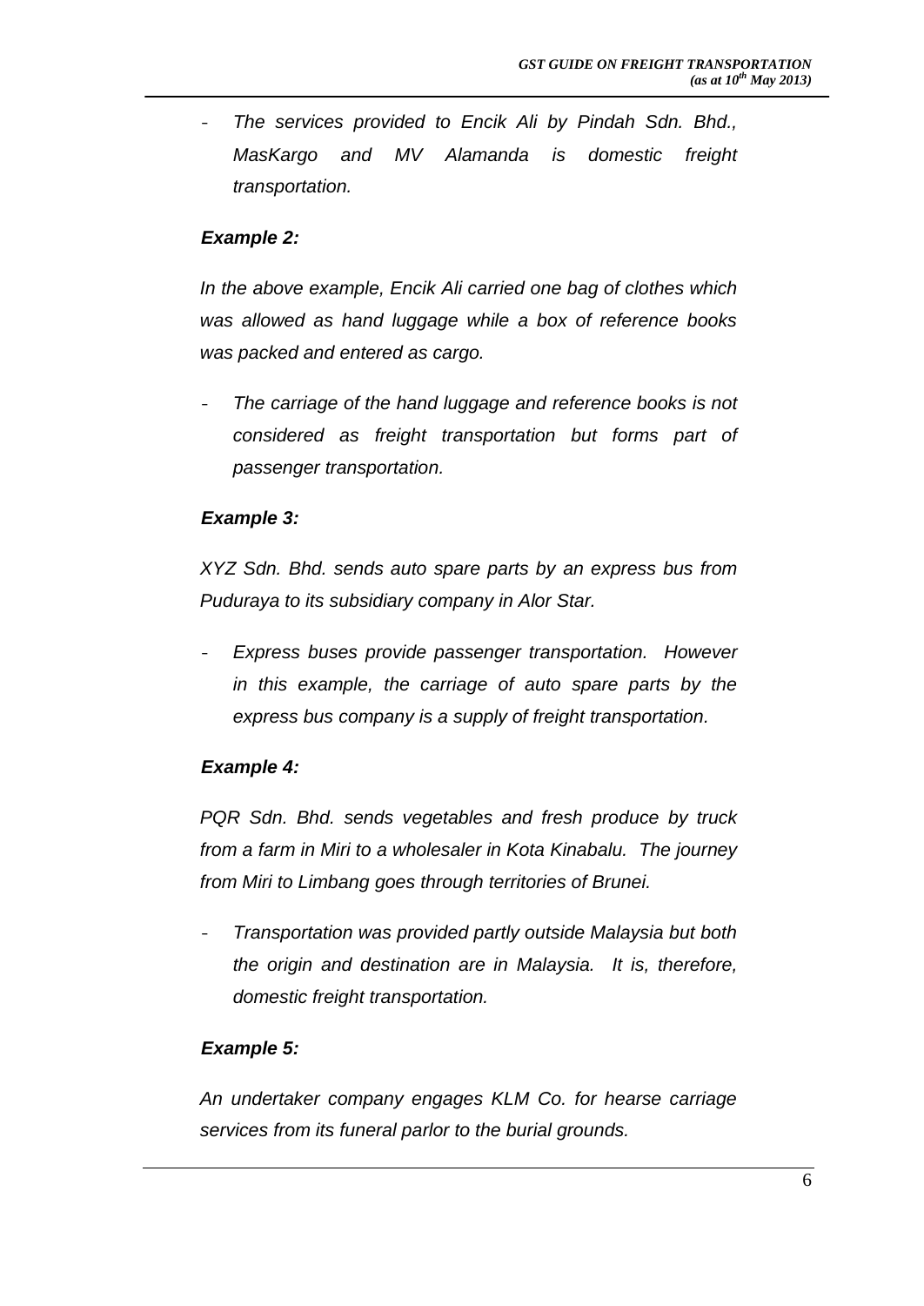- *The services provided to Encik Ali by Pindah Sdn. Bhd., MasKargo and MV Alamanda is domestic freight transportation.*

***Example 2:***

*In the above example, Encik Ali carried one bag of clothes which was allowed as hand luggage while a box of reference books was packed and entered as cargo.*

- *The carriage of the hand luggage and reference books is not considered as freight transportation but forms part of passenger transportation.*

***Example 3:***

*XYZ Sdn. Bhd. sends auto spare parts by an express bus from Puduraya to its subsidiary company in Alor Star.*

- *Express buses provide passenger transportation. However in this example, the carriage of auto spare parts by the express bus company is a supply of freight transportation.*

***Example 4:***

*PQR Sdn. Bhd. sends vegetables and fresh produce by truck from a farm in Miri to a wholesaler in Kota Kinabalu. The journey from Miri to Limbang goes through territories of Brunei.*

- *Transportation was provided partly outside Malaysia but both the origin and destination are in Malaysia. It is, therefore, domestic freight transportation.*

***Example 5:***

*An undertaker company engages KLM Co. for hearse carriage services from its funeral parlor to the burial grounds.*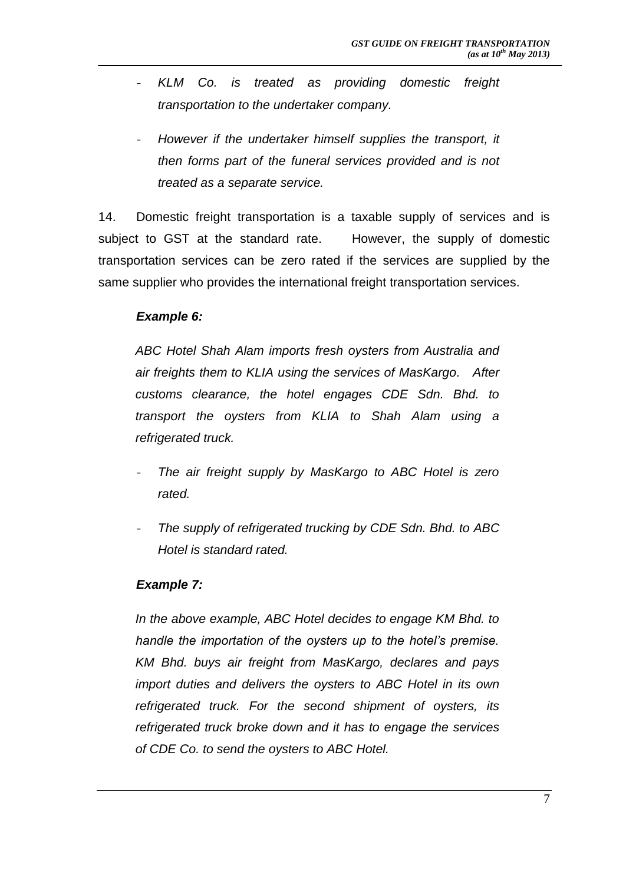- *KLM Co. is treated as providing domestic freight transportation to the undertaker company.*

- *However if the undertaker himself supplies the transport, it then forms part of the funeral services provided and is not treated as a separate service.*

14. Domestic freight transportation is a taxable supply of services and is subject to GST at the standard rate. However, the supply of domestic transportation services can be zero rated if the services are supplied by the same supplier who provides the international freight transportation services.

***Example 6:***

*ABC Hotel Shah Alam imports fresh oysters from Australia and air freights them to KLIA using the services of MasKargo. After customs clearance, the hotel engages CDE Sdn. Bhd. to transport the oysters from KLIA to Shah Alam using a refrigerated truck.*

- *The air freight supply by MasKargo to ABC Hotel is zero rated.*

- *The supply of refrigerated trucking by CDE Sdn. Bhd. to ABC Hotel is standard rated.*

***Example 7:***

*In the above example, ABC Hotel decides to engage KM Bhd. to handle the importation of the oysters up to the hotel's premise. KM Bhd. buys air freight from MasKargo, declares and pays import duties and delivers the oysters to ABC Hotel in its own refrigerated truck. For the second shipment of oysters, its refrigerated truck broke down and it has to engage the services of CDE Co. to send the oysters to ABC Hotel.*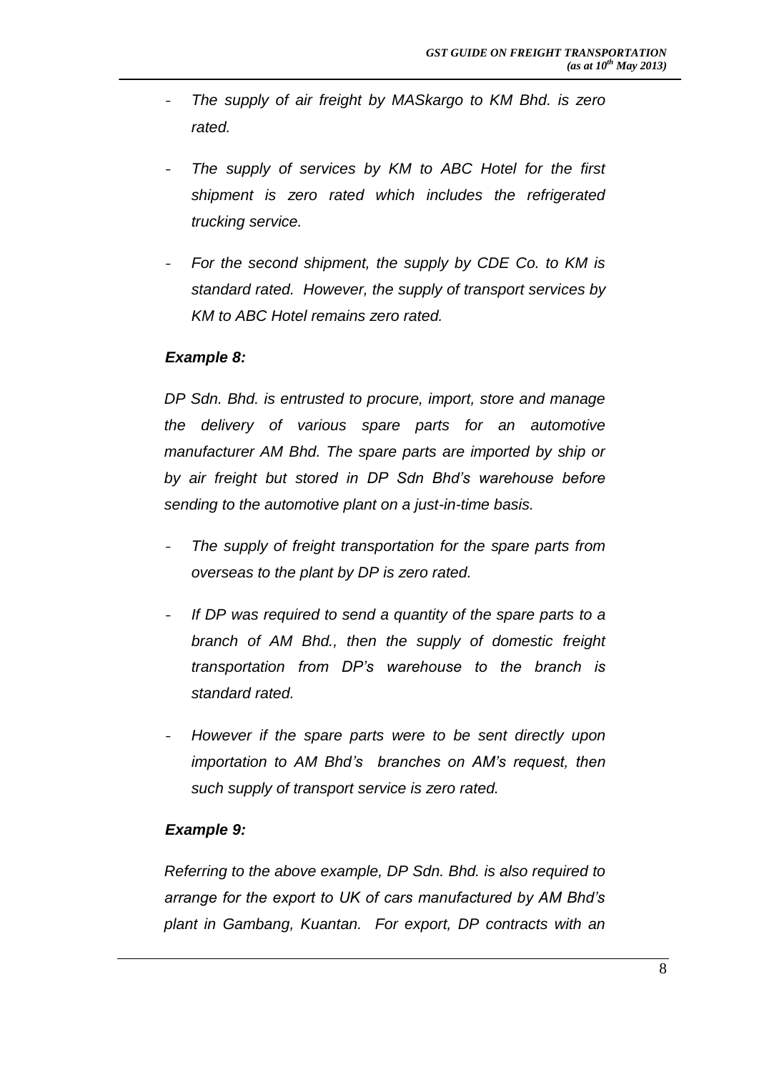- *The supply of air freight by MASkargo to KM Bhd. is zero rated.*

- *The supply of services by KM to ABC Hotel for the first shipment is zero rated which includes the refrigerated trucking service.*

- *For the second shipment, the supply by CDE Co. to KM is standard rated. However, the supply of transport services by KM to ABC Hotel remains zero rated.*

***Example 8:***

*DP Sdn. Bhd. is entrusted to procure, import, store and manage the delivery of various spare parts for an automotive manufacturer AM Bhd. The spare parts are imported by ship or by air freight but stored in DP Sdn Bhd's warehouse before sending to the automotive plant on a just-in-time basis.*

- *The supply of freight transportation for the spare parts from overseas to the plant by DP is zero rated.*

- *If DP was required to send a quantity of the spare parts to a branch of AM Bhd., then the supply of domestic freight transportation from DP's warehouse to the branch is standard rated.*

- *However if the spare parts were to be sent directly upon importation to AM Bhd's branches on AM's request, then such supply of transport service is zero rated.*

***Example 9:***

*Referring to the above example, DP Sdn. Bhd. is also required to arrange for the export to UK of cars manufactured by AM Bhd's plant in Gambang, Kuantan. For export, DP contracts with an*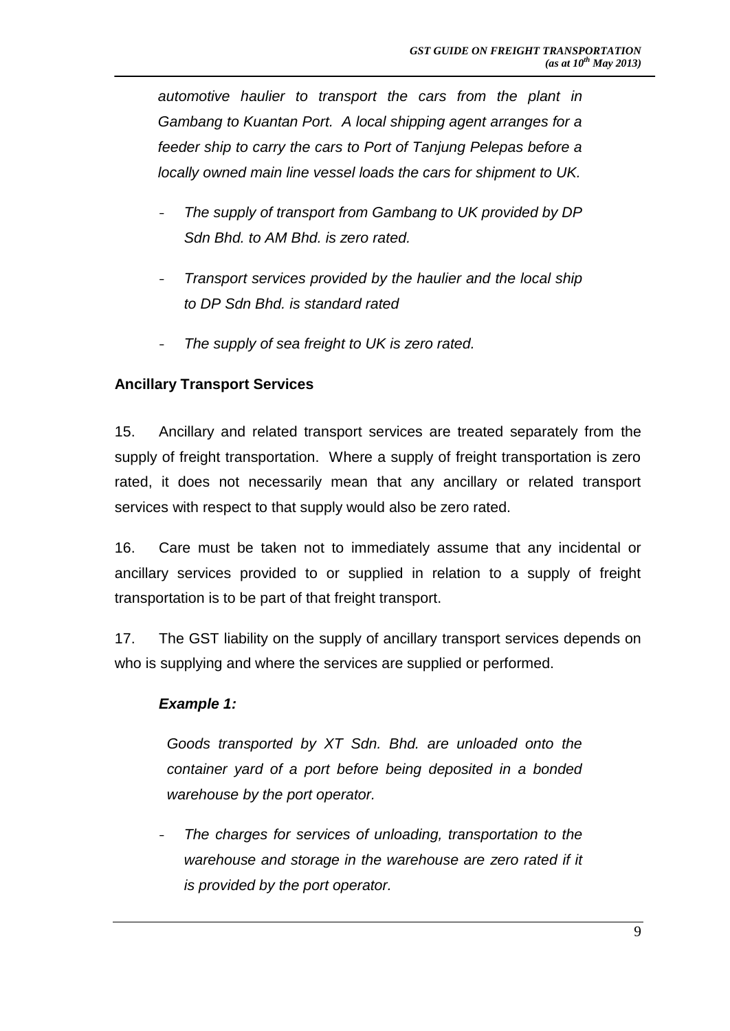*automotive haulier to transport the cars from the plant in Gambang to Kuantan Port. A local shipping agent arranges for a feeder ship to carry the cars to Port of Tanjung Pelepas before a locally owned main line vessel loads the cars for shipment to UK.*

- *The supply of transport from Gambang to UK provided by DP Sdn Bhd. to AM Bhd. is zero rated.*
- *Transport services provided by the haulier and the local ship to DP Sdn Bhd. is standard rated*
- *The supply of sea freight to UK is zero rated.*

**Ancillary Transport Services**

15. Ancillary and related transport services are treated separately from the supply of freight transportation. Where a supply of freight transportation is zero rated, it does not necessarily mean that any ancillary or related transport services with respect to that supply would also be zero rated.

16. Care must be taken not to immediately assume that any incidental or ancillary services provided to or supplied in relation to a supply of freight transportation is to be part of that freight transport.

17. The GST liability on the supply of ancillary transport services depends on who is supplying and where the services are supplied or performed.

***Example 1:***

*Goods transported by XT Sdn. Bhd. are unloaded onto the container yard of a port before being deposited in a bonded warehouse by the port operator.*

- *The charges for services of unloading, transportation to the warehouse and storage in the warehouse are zero rated if it is provided by the port operator.*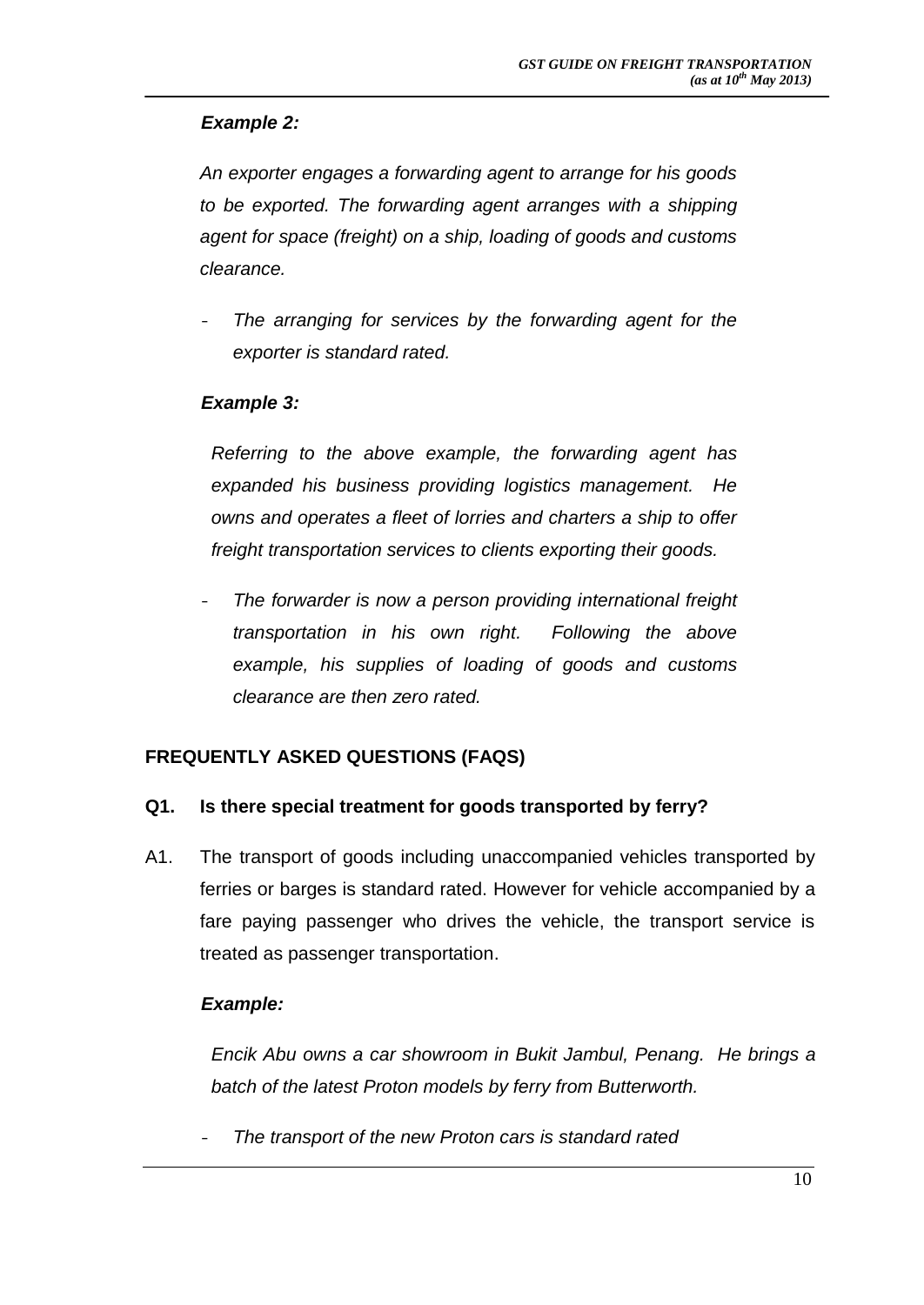***Example 2:***

*An exporter engages a forwarding agent to arrange for his goods to be exported. The forwarding agent arranges with a shipping agent for space (freight) on a ship, loading of goods and customs clearance.*

- *The arranging for services by the forwarding agent for the exporter is standard rated.*

***Example 3:***

*Referring to the above example, the forwarding agent has expanded his business providing logistics management. He owns and operates a fleet of lorries and charters a ship to offer freight transportation services to clients exporting their goods.*

- *The forwarder is now a person providing international freight transportation in his own right. Following the above example, his supplies of loading of goods and customs clearance are then zero rated.*

## FREQUENTLY ASKED QUESTIONS (FAQS)

**Q1. Is there special treatment for goods transported by ferry?**

A1. The transport of goods including unaccompanied vehicles transported by ferries or barges is standard rated. However for vehicle accompanied by a fare paying passenger who drives the vehicle, the transport service is treated as passenger transportation.

***Example:***

*Encik Abu owns a car showroom in Bukit Jambul, Penang. He brings a batch of the latest Proton models by ferry from Butterworth.*

- *The transport of the new Proton cars is standard rated*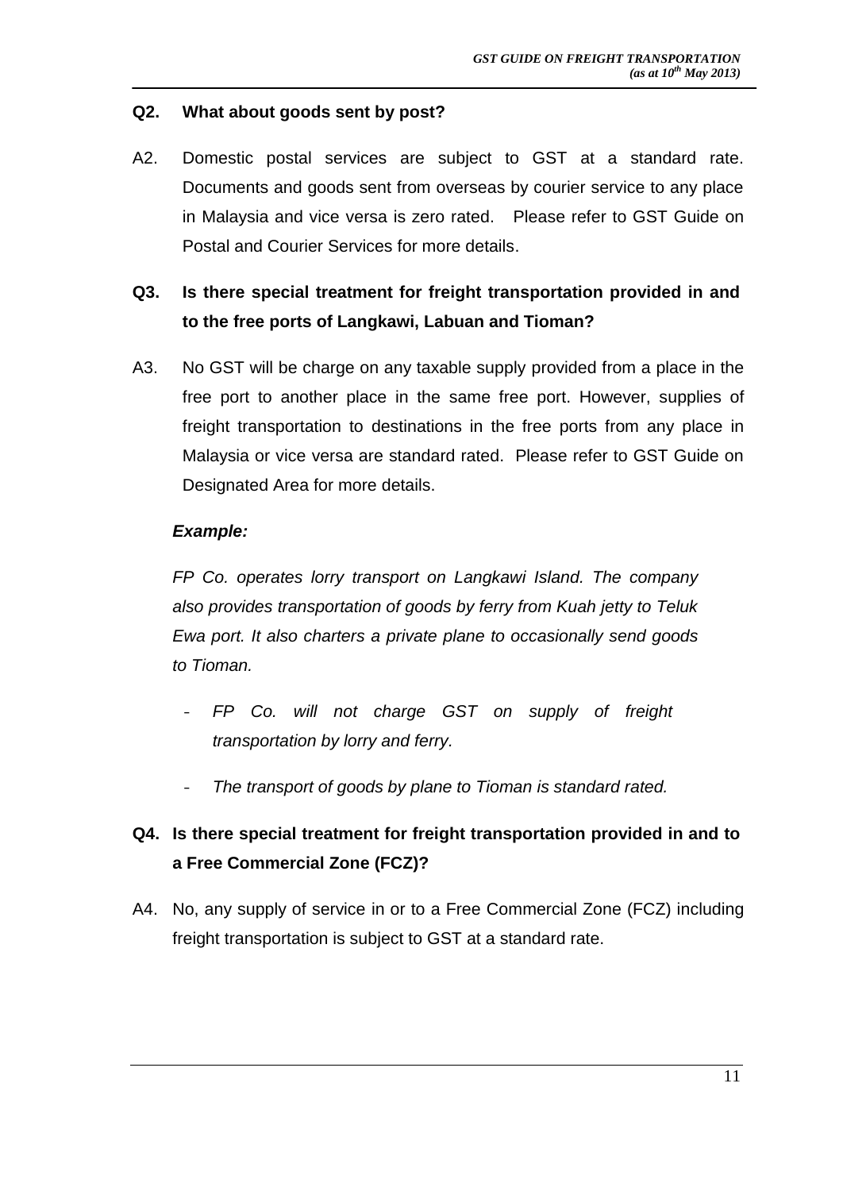**Q2. What about goods sent by post?**

A2. Domestic postal services are subject to GST at a standard rate. Documents and goods sent from overseas by courier service to any place in Malaysia and vice versa is zero rated. Please refer to GST Guide on Postal and Courier Services for more details.

**Q3. Is there special treatment for freight transportation provided in and to the free ports of Langkawi, Labuan and Tioman?**

A3. No GST will be charge on any taxable supply provided from a place in the free port to another place in the same free port. However, supplies of freight transportation to destinations in the free ports from any place in Malaysia or vice versa are standard rated. Please refer to GST Guide on Designated Area for more details.

***Example:***

*FP Co. operates lorry transport on Langkawi Island. The company also provides transportation of goods by ferry from Kuah jetty to Teluk Ewa port. It also charters a private plane to occasionally send goods to Tioman.*

- *FP Co. will not charge GST on supply of freight transportation by lorry and ferry.*
- *The transport of goods by plane to Tioman is standard rated.*

**Q4. Is there special treatment for freight transportation provided in and to a Free Commercial Zone (FCZ)?**

A4. No, any supply of service in or to a Free Commercial Zone (FCZ) including freight transportation is subject to GST at a standard rate.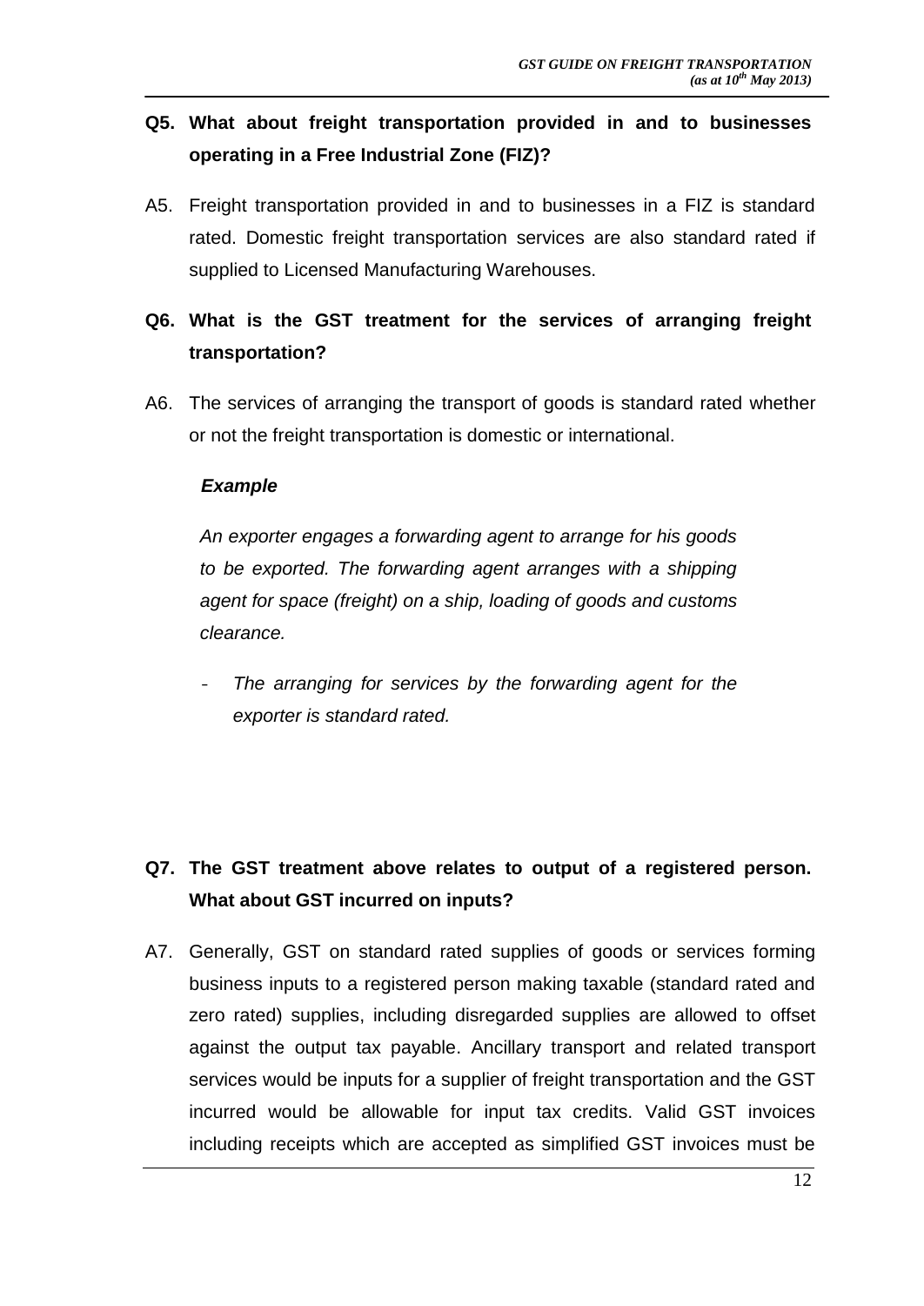**Q5. What about freight transportation provided in and to businesses operating in a Free Industrial Zone (FIZ)?**

A5. Freight transportation provided in and to businesses in a FIZ is standard rated. Domestic freight transportation services are also standard rated if supplied to Licensed Manufacturing Warehouses.

**Q6. What is the GST treatment for the services of arranging freight transportation?**

A6. The services of arranging the transport of goods is standard rated whether or not the freight transportation is domestic or international.

***Example***

*An exporter engages a forwarding agent to arrange for his goods to be exported. The forwarding agent arranges with a shipping agent for space (freight) on a ship, loading of goods and customs clearance.*

- *The arranging for services by the forwarding agent for the exporter is standard rated.*

**Q7. The GST treatment above relates to output of a registered person. What about GST incurred on inputs?**

A7. Generally, GST on standard rated supplies of goods or services forming business inputs to a registered person making taxable (standard rated and zero rated) supplies, including disregarded supplies are allowed to offset against the output tax payable. Ancillary transport and related transport services would be inputs for a supplier of freight transportation and the GST incurred would be allowable for input tax credits. Valid GST invoices including receipts which are accepted as simplified GST invoices must be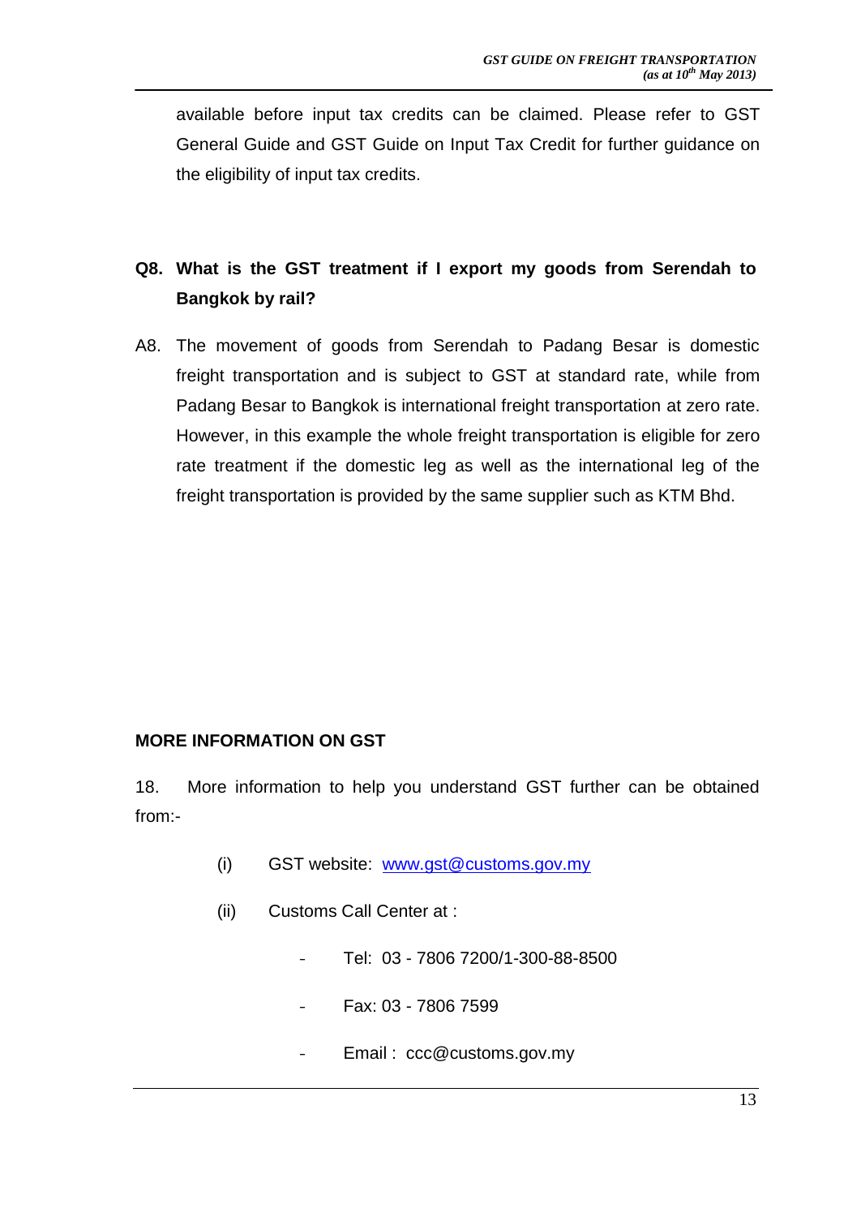available before input tax credits can be claimed. Please refer to GST General Guide and GST Guide on Input Tax Credit for further guidance on the eligibility of input tax credits.

**Q8. What is the GST treatment if I export my goods from Serendah to Bangkok by rail?**

A8. The movement of goods from Serendah to Padang Besar is domestic freight transportation and is subject to GST at standard rate, while from Padang Besar to Bangkok is international freight transportation at zero rate. However, in this example the whole freight transportation is eligible for zero rate treatment if the domestic leg as well as the international leg of the freight transportation is provided by the same supplier such as KTM Bhd.

## MORE INFORMATION ON GST

18. More information to help you understand GST further can be obtained from:-

(i) GST website: www.gst@customs.gov.my

(ii) Customs Call Center at :

- Tel: 03 - 7806 7200/1-300-88-8500
- Fax: 03 - 7806 7599
- Email : ccc@customs.gov.my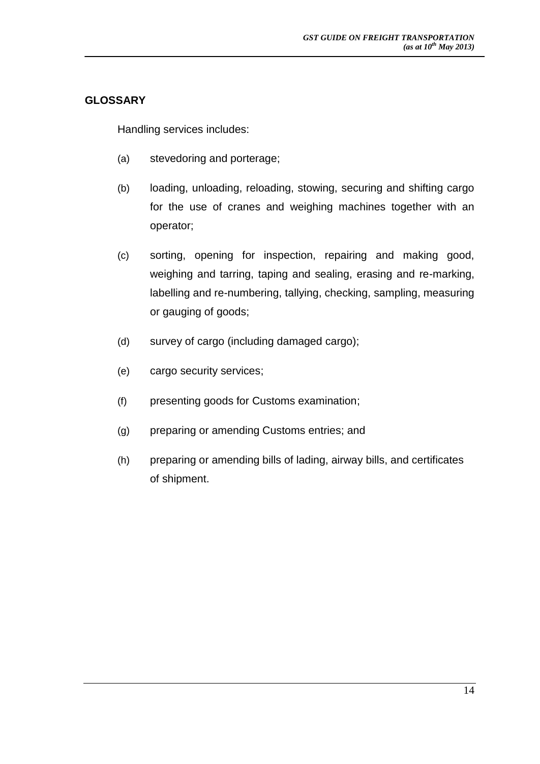## GLOSSARY

Handling services includes:

(a) stevedoring and porterage;

(b) loading, unloading, reloading, stowing, securing and shifting cargo for the use of cranes and weighing machines together with an operator;

(c) sorting, opening for inspection, repairing and making good, weighing and tarring, taping and sealing, erasing and re-marking, labelling and re-numbering, tallying, checking, sampling, measuring or gauging of goods;

(d) survey of cargo (including damaged cargo);

(e) cargo security services;

(f) presenting goods for Customs examination;

(g) preparing or amending Customs entries; and

(h) preparing or amending bills of lading, airway bills, and certificates of shipment.